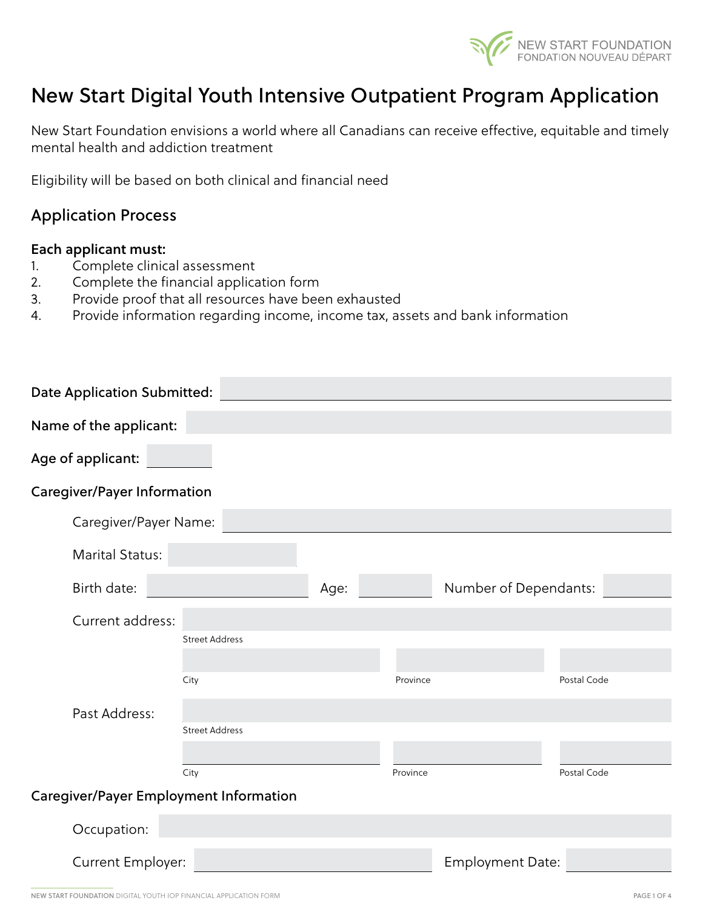NEW START FOUNDATION
FONDATION NOUVEAU DÉPART

# New Start Digital Youth Intensive Outpatient Program Application

New Start Foundation envisions a world where all Canadians can receive effective, equitable and timely mental health and addiction treatment

Eligibility will be based on both clinical and financial need

## Application Process

**Each applicant must:**

1. Complete clinical assessment
2. Complete the financial application form
3. Provide proof that all resources have been exhausted
4. Provide information regarding income, income tax, assets and bank information

**Date Application Submitted:** ____________________

**Name of the applicant:** ____________________

**Age of applicant:** ________

### Caregiver/Payer Information

Caregiver/Payer Name: ____________________

Marital Status: ____________________

Birth date: ____________ Age: ________ Number of Dependants: ________

Current address: ____________________
Street Address

____________ ____________ ____________
City Province Postal Code

Past Address: ____________________
Street Address

____________ ____________ ____________
City Province Postal Code

### Caregiver/Payer Employment Information

Occupation: ____________________

Current Employer: ____________ Employment Date: ____________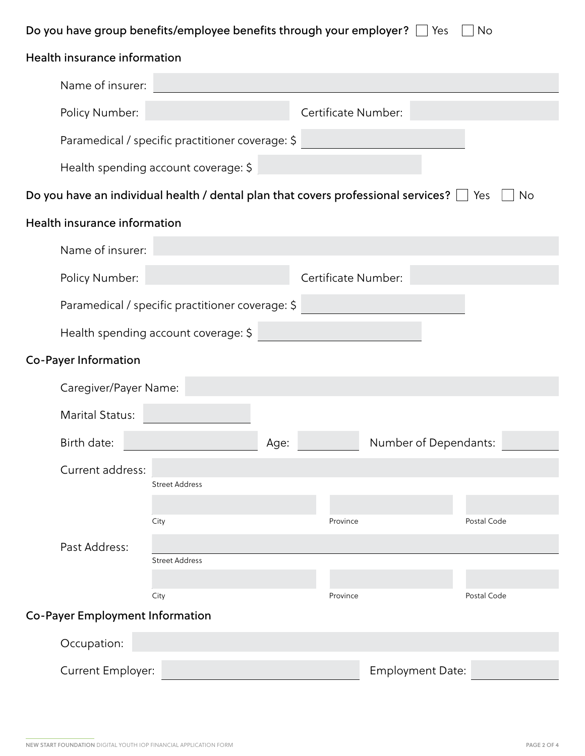Do you have group benefits/employee benefits through your employer? ☐ Yes ☐ No

## Health insurance information

Name of insurer: \_\_\_\_\_\_\_\_\_\_\_\_\_\_\_\_

Policy Number: \_\_\_\_\_\_\_\_\_\_\_\_\_\_\_\_ Certificate Number: \_\_\_\_\_\_\_\_\_\_\_\_\_\_\_\_

Paramedical / specific practitioner coverage: $ \_\_\_\_\_\_\_\_\_\_\_\_\_\_\_\_

Health spending account coverage: $ \_\_\_\_\_\_\_\_\_\_\_\_\_\_\_\_

Do you have an individual health / dental plan that covers professional services? ☐ Yes ☐ No

## Health insurance information

Name of insurer: \_\_\_\_\_\_\_\_\_\_\_\_\_\_\_\_

Policy Number: \_\_\_\_\_\_\_\_\_\_\_\_\_\_\_\_ Certificate Number: \_\_\_\_\_\_\_\_\_\_\_\_\_\_\_\_

Paramedical / specific practitioner coverage: $ \_\_\_\_\_\_\_\_\_\_\_\_\_\_\_\_

Health spending account coverage: $ \_\_\_\_\_\_\_\_\_\_\_\_\_\_\_\_

## Co-Payer Information

Caregiver/Payer Name: \_\_\_\_\_\_\_\_\_\_\_\_\_\_\_\_

Marital Status: \_\_\_\_\_\_\_\_\_\_\_\_\_\_\_\_

Birth date: \_\_\_\_\_\_\_\_\_\_\_\_\_\_\_\_ Age: \_\_\_\_\_\_\_\_ Number of Dependants: \_\_\_\_\_\_\_\_

Current address: \_\_\_\_\_\_\_\_\_\_\_\_\_\_\_\_
Street Address

\_\_\_\_\_\_\_\_\_\_\_\_\_\_\_\_ \_\_\_\_\_\_\_\_\_\_\_\_\_\_\_\_ \_\_\_\_\_\_\_\_\_\_\_\_\_\_\_\_
City Province Postal Code

Past Address: \_\_\_\_\_\_\_\_\_\_\_\_\_\_\_\_
Street Address

\_\_\_\_\_\_\_\_\_\_\_\_\_\_\_\_ \_\_\_\_\_\_\_\_\_\_\_\_\_\_\_\_ \_\_\_\_\_\_\_\_\_\_\_\_\_\_\_\_
City Province Postal Code

## Co-Payer Employment Information

Occupation: \_\_\_\_\_\_\_\_\_\_\_\_\_\_\_\_

Current Employer: \_\_\_\_\_\_\_\_\_\_\_\_\_\_\_\_ Employment Date: \_\_\_\_\_\_\_\_\_\_\_\_\_\_\_\_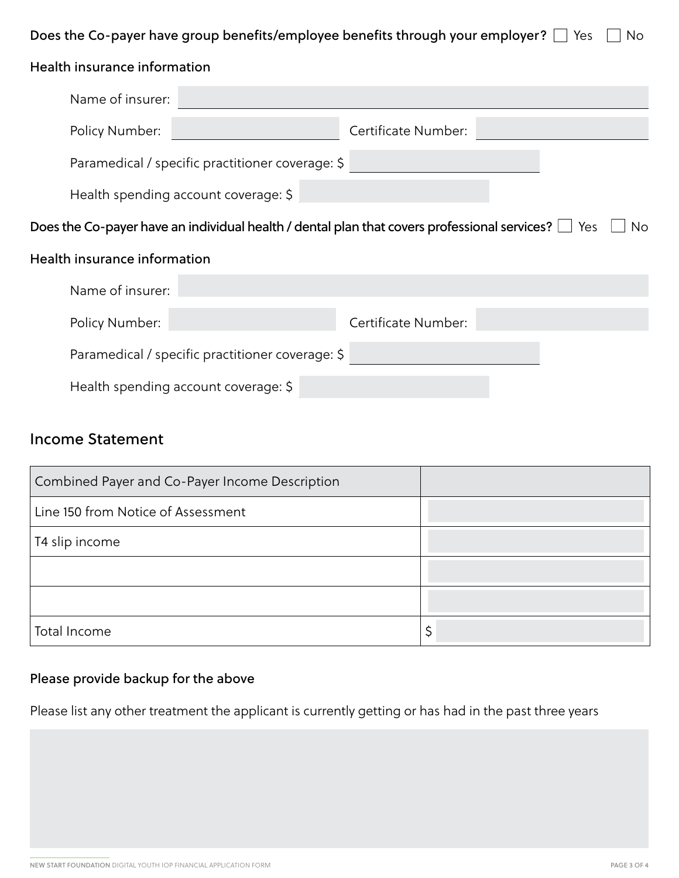Does the Co-payer have group benefits/employee benefits through your employer? ☐ Yes ☐ No

Health insurance information

Name of insurer:

Policy Number: Certificate Number:

Paramedical / specific practitioner coverage: $

Health spending account coverage: $

Does the Co-payer have an individual health / dental plan that covers professional services? ☐ Yes ☐ No

Health insurance information

Name of insurer:

Policy Number: Certificate Number:

Paramedical / specific practitioner coverage: $

Health spending account coverage: $

## Income Statement

| Combined Payer and Co-Payer Income Description | |
|---|---|
| Line 150 from Notice of Assessment | |
| T4 slip income | |
| | |
| | |
| Total Income | $ |

Please provide backup for the above

Please list any other treatment the applicant is currently getting or has had in the past three years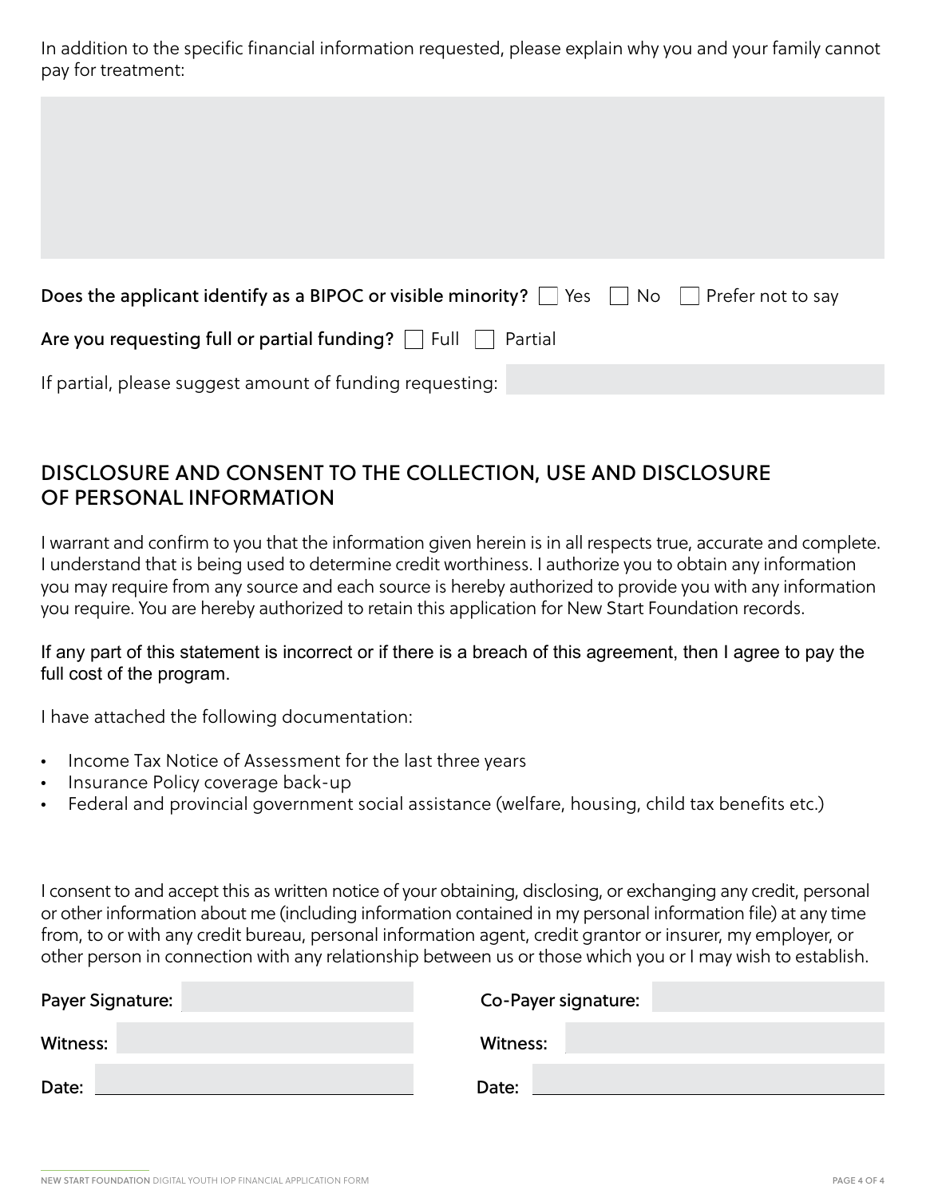In addition to the specific financial information requested, please explain why you and your family cannot pay for treatment:

Does the applicant identify as a BIPOC or visible minority? ☐ Yes ☐ No ☐ Prefer not to say

Are you requesting full or partial funding? ☐ Full ☐ Partial

If partial, please suggest amount of funding requesting:

## DISCLOSURE AND CONSENT TO THE COLLECTION, USE AND DISCLOSURE OF PERSONAL INFORMATION

I warrant and confirm to you that the information given herein is in all respects true, accurate and complete. I understand that is being used to determine credit worthiness. I authorize you to obtain any information you may require from any source and each source is hereby authorized to provide you with any information you require. You are hereby authorized to retain this application for New Start Foundation records.

If any part of this statement is incorrect or if there is a breach of this agreement, then I agree to pay the full cost of the program.

I have attached the following documentation:

- Income Tax Notice of Assessment for the last three years
- Insurance Policy coverage back-up
- Federal and provincial government social assistance (welfare, housing, child tax benefits etc.)

I consent to and accept this as written notice of your obtaining, disclosing, or exchanging any credit, personal or other information about me (including information contained in my personal information file) at any time from, to or with any credit bureau, personal information agent, credit grantor or insurer, my employer, or other person in connection with any relationship between us or those which you or I may wish to establish.

Payer Signature:

Witness:

Date:

Co-Payer signature:

Witness:

Date: